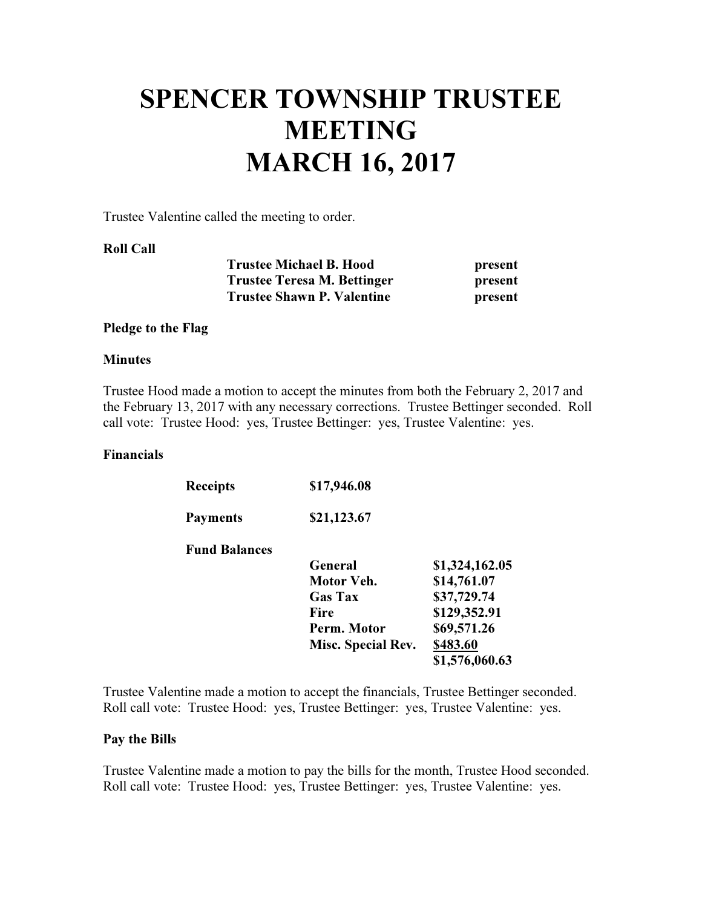# SPENCER TOWNSHIP TRUSTEE MEETING MARCH 16, 2017

Trustee Valentine called the meeting to order.

**Roll Call**

| | |
|---|---|
| **Trustee Michael B. Hood** | **present** |
| **Trustee Teresa M. Bettinger** | **present** |
| **Trustee Shawn P. Valentine** | **present** |

**Pledge to the Flag**

**Minutes**

Trustee Hood made a motion to accept the minutes from both the February 2, 2017 and the February 13, 2017 with any necessary corrections. Trustee Bettinger seconded. Roll call vote: Trustee Hood: yes, Trustee Bettinger: yes, Trustee Valentine: yes.

**Financials**

| | | |
|---|---|---|
| **Receipts** | **$17,946.08** | |
| **Payments** | **$21,123.67** | |
| **Fund Balances** | | |
| | **General** | **$1,324,162.05** |
| | **Motor Veh.** | **$14,761.07** |
| | **Gas Tax** | **$37,729.74** |
| | **Fire** | **$129,352.91** |
| | **Perm. Motor** | **$69,571.26** |
| | **Misc. Special Rev.** | **$483.60** |
| | | **$1,576,060.63** |

Trustee Valentine made a motion to accept the financials, Trustee Bettinger seconded. Roll call vote: Trustee Hood: yes, Trustee Bettinger: yes, Trustee Valentine: yes.

**Pay the Bills**

Trustee Valentine made a motion to pay the bills for the month, Trustee Hood seconded. Roll call vote: Trustee Hood: yes, Trustee Bettinger: yes, Trustee Valentine: yes.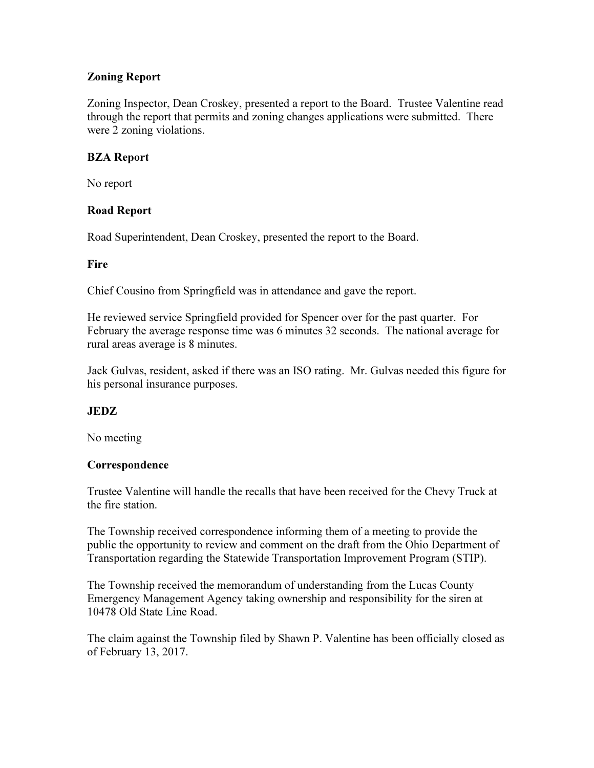## Zoning Report

Zoning Inspector, Dean Croskey, presented a report to the Board. Trustee Valentine read through the report that permits and zoning changes applications were submitted. There were 2 zoning violations.

## BZA Report

No report

## Road Report

Road Superintendent, Dean Croskey, presented the report to the Board.

## Fire

Chief Cousino from Springfield was in attendance and gave the report.

He reviewed service Springfield provided for Spencer over for the past quarter. For February the average response time was 6 minutes 32 seconds. The national average for rural areas average is 8 minutes.

Jack Gulvas, resident, asked if there was an ISO rating. Mr. Gulvas needed this figure for his personal insurance purposes.

## JEDZ

No meeting

## Correspondence

Trustee Valentine will handle the recalls that have been received for the Chevy Truck at the fire station.

The Township received correspondence informing them of a meeting to provide the public the opportunity to review and comment on the draft from the Ohio Department of Transportation regarding the Statewide Transportation Improvement Program (STIP).

The Township received the memorandum of understanding from the Lucas County Emergency Management Agency taking ownership and responsibility for the siren at 10478 Old State Line Road.

The claim against the Township filed by Shawn P. Valentine has been officially closed as of February 13, 2017.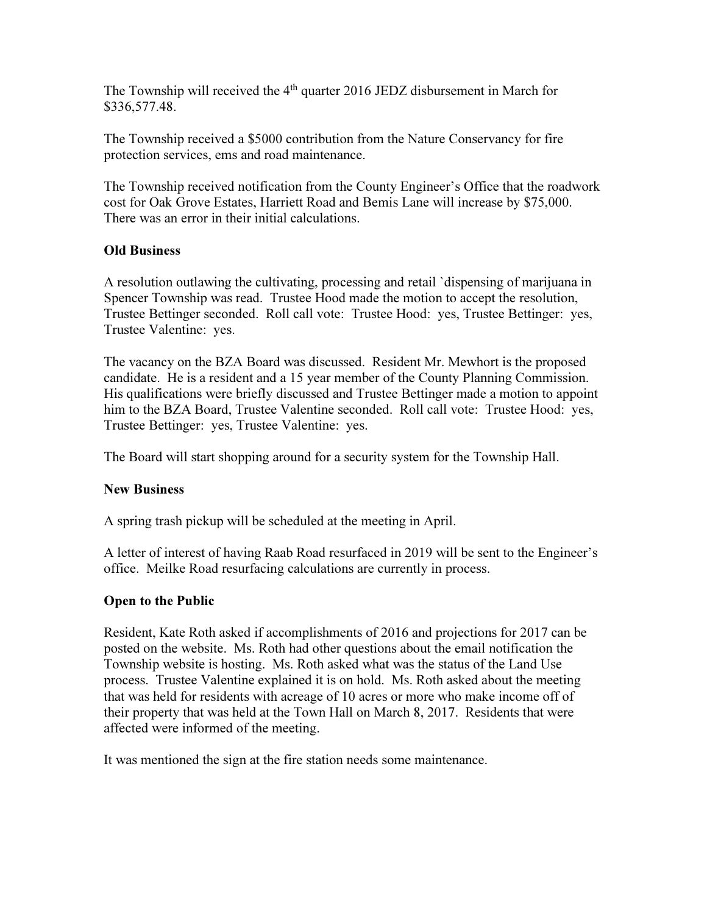The Township will received the 4th quarter 2016 JEDZ disbursement in March for $336,577.48.

The Township received a $5000 contribution from the Nature Conservancy for fire protection services, ems and road maintenance.

The Township received notification from the County Engineer's Office that the roadwork cost for Oak Grove Estates, Harriett Road and Bemis Lane will increase by $75,000. There was an error in their initial calculations.

**Old Business**

A resolution outlawing the cultivating, processing and retail `dispensing of marijuana in Spencer Township was read. Trustee Hood made the motion to accept the resolution, Trustee Bettinger seconded. Roll call vote: Trustee Hood: yes, Trustee Bettinger: yes, Trustee Valentine: yes.

The vacancy on the BZA Board was discussed. Resident Mr. Mewhort is the proposed candidate. He is a resident and a 15 year member of the County Planning Commission. His qualifications were briefly discussed and Trustee Bettinger made a motion to appoint him to the BZA Board, Trustee Valentine seconded. Roll call vote: Trustee Hood: yes, Trustee Bettinger: yes, Trustee Valentine: yes.

The Board will start shopping around for a security system for the Township Hall.

**New Business**

A spring trash pickup will be scheduled at the meeting in April.

A letter of interest of having Raab Road resurfaced in 2019 will be sent to the Engineer's office. Meilke Road resurfacing calculations are currently in process.

**Open to the Public**

Resident, Kate Roth asked if accomplishments of 2016 and projections for 2017 can be posted on the website. Ms. Roth had other questions about the email notification the Township website is hosting. Ms. Roth asked what was the status of the Land Use process. Trustee Valentine explained it is on hold. Ms. Roth asked about the meeting that was held for residents with acreage of 10 acres or more who make income off of their property that was held at the Town Hall on March 8, 2017. Residents that were affected were informed of the meeting.

It was mentioned the sign at the fire station needs some maintenance.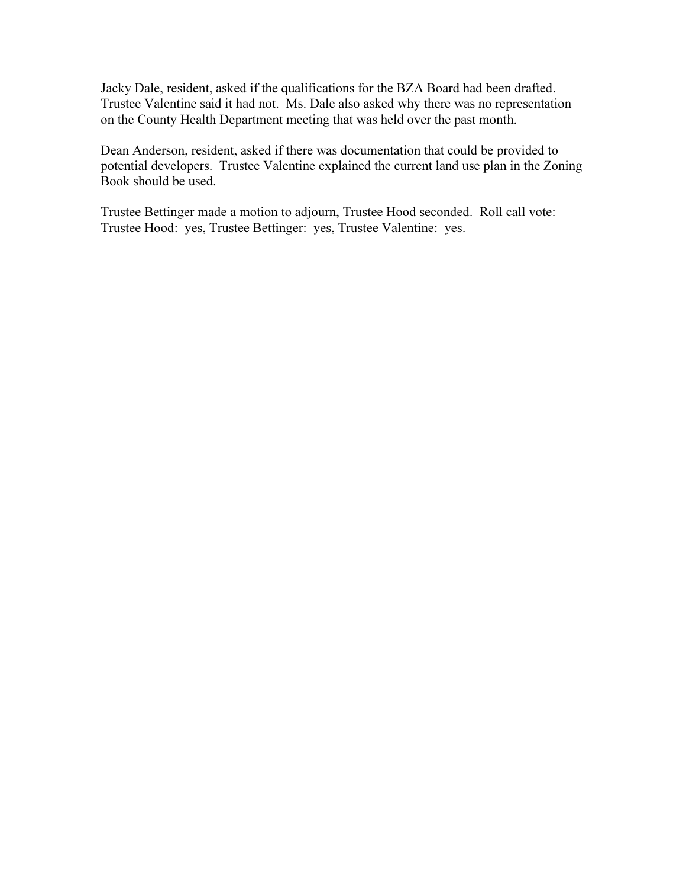Jacky Dale, resident, asked if the qualifications for the BZA Board had been drafted. Trustee Valentine said it had not. Ms. Dale also asked why there was no representation on the County Health Department meeting that was held over the past month.

Dean Anderson, resident, asked if there was documentation that could be provided to potential developers. Trustee Valentine explained the current land use plan in the Zoning Book should be used.

Trustee Bettinger made a motion to adjourn, Trustee Hood seconded. Roll call vote: Trustee Hood: yes, Trustee Bettinger: yes, Trustee Valentine: yes.